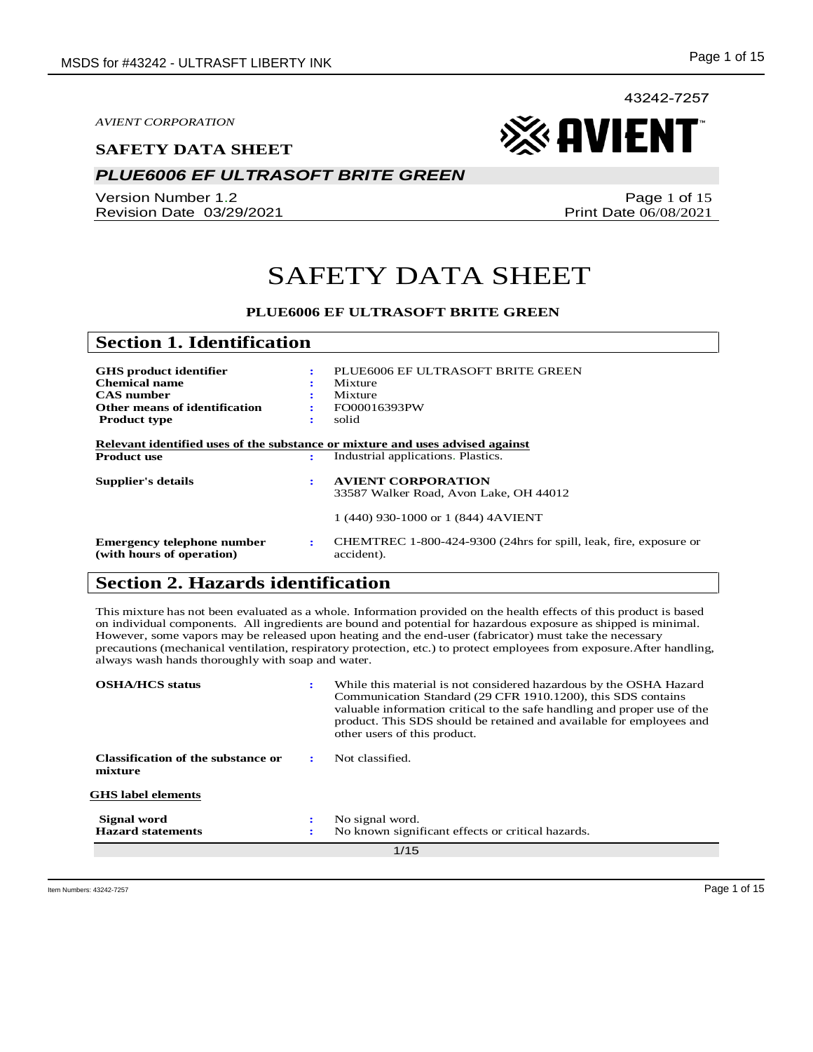43242-7257

*AVIENT CORPORATION*

**SAFETY DATA SHEET**

***PLUE6006 EF ULTRASOFT BRITE GREEN***

Version Number 1.2
Revision Date 03/29/2021

Print Date 06/08/2021

# SAFETY DATA SHEET

**PLUE6006 EF ULTRASOFT BRITE GREEN**

## Section 1. Identification

| | | |
|---|---|---|
| **GHS product identifier** | : | PLUE6006 EF ULTRASOFT BRITE GREEN |
| **Chemical name** | : | Mixture |
| **CAS number** | : | Mixture |
| **Other means of identification** | : | FO00016393PW |
| **Product type** | : | solid |

**Relevant identified uses of the substance or mixture and uses advised against**

| | | |
|---|---|---|
| **Product use** | : | Industrial applications. Plastics. |
| **Supplier's details** | : | **AVIENT CORPORATION**<br>33587 Walker Road, Avon Lake, OH 44012<br><br>1 (440) 930-1000 or 1 (844) 4AVIENT |
| **Emergency telephone number (with hours of operation)** | : | CHEMTREC 1-800-424-9300 (24hrs for spill, leak, fire, exposure or accident). |

## Section 2. Hazards identification

This mixture has not been evaluated as a whole. Information provided on the health effects of this product is based on individual components. All ingredients are bound and potential for hazardous exposure as shipped is minimal. However, some vapors may be released upon heating and the end-user (fabricator) must take the necessary precautions (mechanical ventilation, respiratory protection, etc.) to protect employees from exposure.After handling, always wash hands thoroughly with soap and water.

| | | |
|---|---|---|
| **OSHA/HCS status** | : | While this material is not considered hazardous by the OSHA Hazard Communication Standard (29 CFR 1910.1200), this SDS contains valuable information critical to the safe handling and proper use of the product. This SDS should be retained and available for employees and other users of this product. |
| **Classification of the substance or mixture** | : | Not classified. |

**GHS label elements**

| | | |
|---|---|---|
| **Signal word** | : | No signal word. |
| **Hazard statements** | : | No known significant effects or critical hazards. |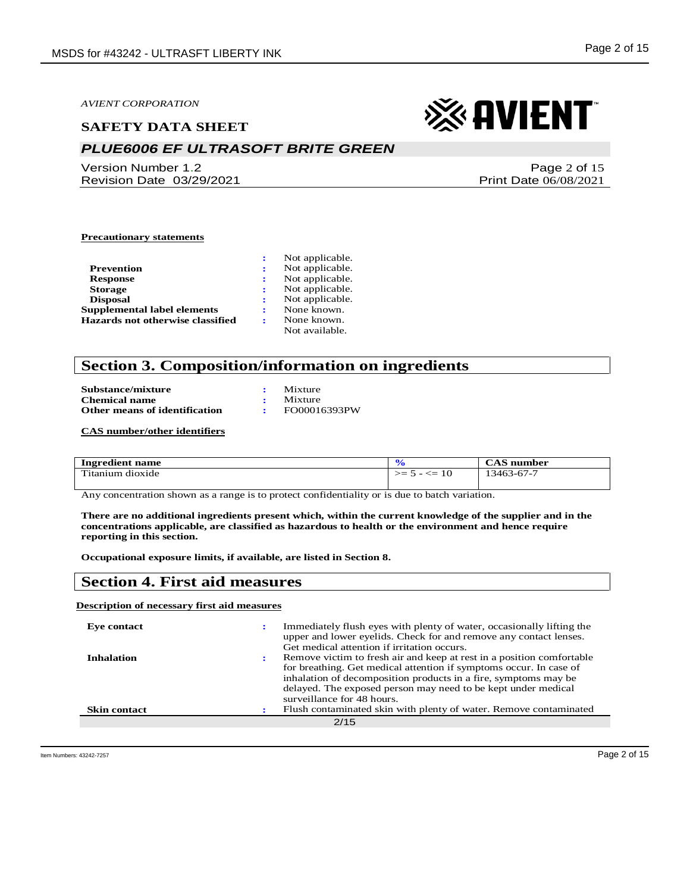**Precautionary statements**

| | | |
|---|---|---|
| | : | Not applicable. |
| **Prevention** | : | Not applicable. |
| **Response** | : | Not applicable. |
| **Storage** | : | Not applicable. |
| **Disposal** | : | Not applicable. |
| **Supplemental label elements** | : | None known. |
| **Hazards not otherwise classified** | : | None known. Not available. |

## Section 3. Composition/information on ingredients

| | | |
|---|---|---|
| **Substance/mixture** | : | Mixture |
| **Chemical name** | : | Mixture |
| **Other means of identification** | : | FO00016393PW |

**CAS number/other identifiers**

| Ingredient name | % | CAS number |
|---|---|---|
| Titanium dioxide | >= 5 - <= 10 | 13463-67-7 |

Any concentration shown as a range is to protect confidentiality or is due to batch variation.

**There are no additional ingredients present which, within the current knowledge of the supplier and in the concentrations applicable, are classified as hazardous to health or the environment and hence require reporting in this section.**

**Occupational exposure limits, if available, are listed in Section 8.**

## Section 4. First aid measures

**Description of necessary first aid measures**

| | | |
|---|---|---|
| **Eye contact** | : | Immediately flush eyes with plenty of water, occasionally lifting the upper and lower eyelids. Check for and remove any contact lenses. Get medical attention if irritation occurs. |
| **Inhalation** | : | Remove victim to fresh air and keep at rest in a position comfortable for breathing. Get medical attention if symptoms occur. In case of inhalation of decomposition products in a fire, symptoms may be delayed. The exposed person may need to be kept under medical surveillance for 48 hours. |
| **Skin contact** | : | Flush contaminated skin with plenty of water. Remove contaminated |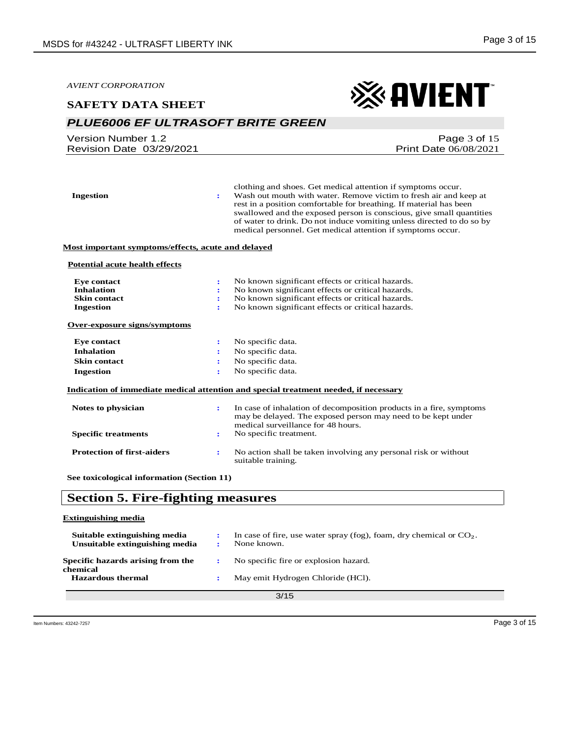| | | |
|---|---|---|
| | | clothing and shoes. Get medical attention if symptoms occur. |
| **Ingestion** | : | Wash out mouth with water. Remove victim to fresh air and keep at rest in a position comfortable for breathing. If material has been swallowed and the exposed person is conscious, give small quantities of water to drink. Do not induce vomiting unless directed to do so by medical personnel. Get medical attention if symptoms occur. |

**Most important symptoms/effects, acute and delayed**

**Potential acute health effects**

| | | |
|---|---|---|
| **Eye contact** | : | No known significant effects or critical hazards. |
| **Inhalation** | : | No known significant effects or critical hazards. |
| **Skin contact** | : | No known significant effects or critical hazards. |
| **Ingestion** | : | No known significant effects or critical hazards. |

**Over-exposure signs/symptoms**

| | | |
|---|---|---|
| **Eye contact** | : | No specific data. |
| **Inhalation** | : | No specific data. |
| **Skin contact** | : | No specific data. |
| **Ingestion** | : | No specific data. |

**Indication of immediate medical attention and special treatment needed, if necessary**

| | | |
|---|---|---|
| **Notes to physician** | : | In case of inhalation of decomposition products in a fire, symptoms may be delayed. The exposed person may need to be kept under medical surveillance for 48 hours. |
| **Specific treatments** | : | No specific treatment. |
| **Protection of first-aiders** | : | No action shall be taken involving any personal risk or without suitable training. |

**See toxicological information (Section 11)**

## Section 5. Fire-fighting measures

**Extinguishing media**

| | | |
|---|---|---|
| **Suitable extinguishing media** | : | In case of fire, use water spray (fog), foam, dry chemical or $CO_2$. |
| **Unsuitable extinguishing media** | : | None known. |
| **Specific hazards arising from the chemical** | : | No specific fire or explosion hazard. |
| **Hazardous thermal** | : | May emit Hydrogen Chloride (HCl). |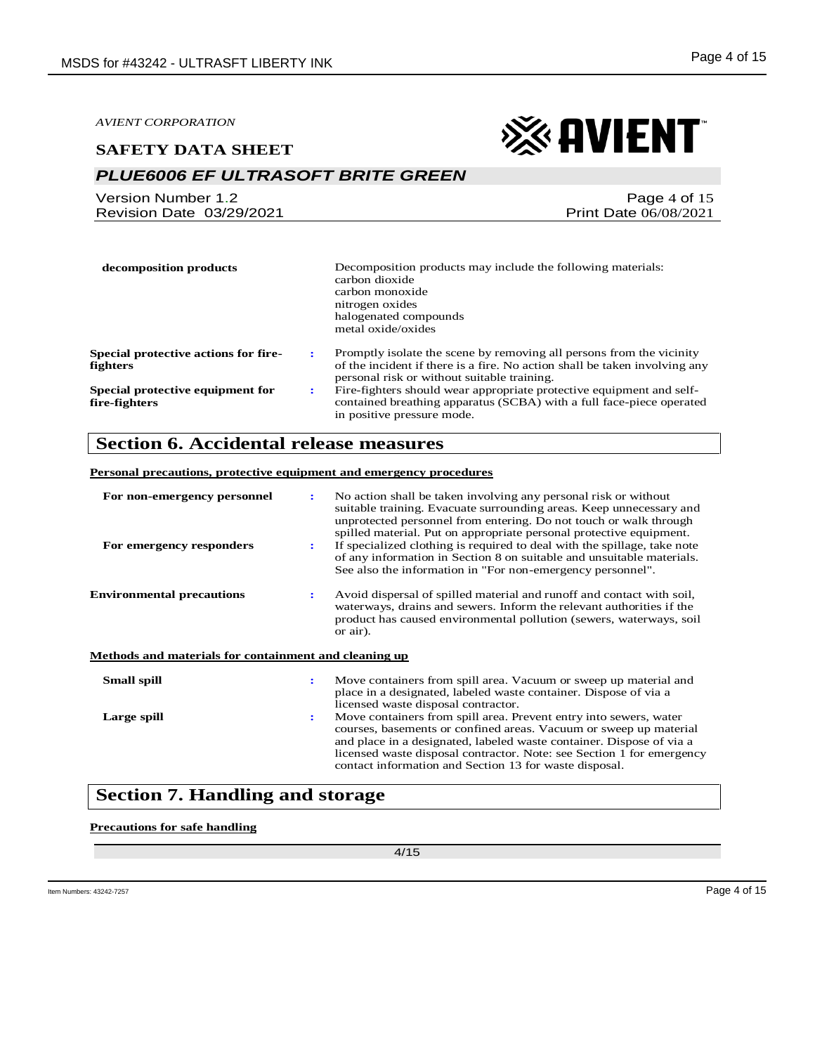| | | |
|---|---|---|
| **decomposition products** | | Decomposition products may include the following materials:<br>carbon dioxide<br>carbon monoxide<br>nitrogen oxides<br>halogenated compounds<br>metal oxide/oxides |
| **Special protective actions for fire-fighters** | : | Promptly isolate the scene by removing all persons from the vicinity of the incident if there is a fire. No action shall be taken involving any personal risk or without suitable training. |
| **Special protective equipment for fire-fighters** | : | Fire-fighters should wear appropriate protective equipment and self-contained breathing apparatus (SCBA) with a full face-piece operated in positive pressure mode. |

## Section 6. Accidental release measures

**Personal precautions, protective equipment and emergency procedures**

| | | |
|---|---|---|
| **For non-emergency personnel** | : | No action shall be taken involving any personal risk or without suitable training. Evacuate surrounding areas. Keep unnecessary and unprotected personnel from entering. Do not touch or walk through spilled material. Put on appropriate personal protective equipment. |
| **For emergency responders** | : | If specialized clothing is required to deal with the spillage, take note of any information in Section 8 on suitable and unsuitable materials. See also the information in "For non-emergency personnel". |
| **Environmental precautions** | : | Avoid dispersal of spilled material and runoff and contact with soil, waterways, drains and sewers. Inform the relevant authorities if the product has caused environmental pollution (sewers, waterways, soil or air). |

**Methods and materials for containment and cleaning up**

| | | |
|---|---|---|
| **Small spill** | : | Move containers from spill area. Vacuum or sweep up material and place in a designated, labeled waste container. Dispose of via a licensed waste disposal contractor. |
| **Large spill** | : | Move containers from spill area. Prevent entry into sewers, water courses, basements or confined areas. Vacuum or sweep up material and place in a designated, labeled waste container. Dispose of via a licensed waste disposal contractor. Note: see Section 1 for emergency contact information and Section 13 for waste disposal. |

## Section 7. Handling and storage

**Precautions for safe handling**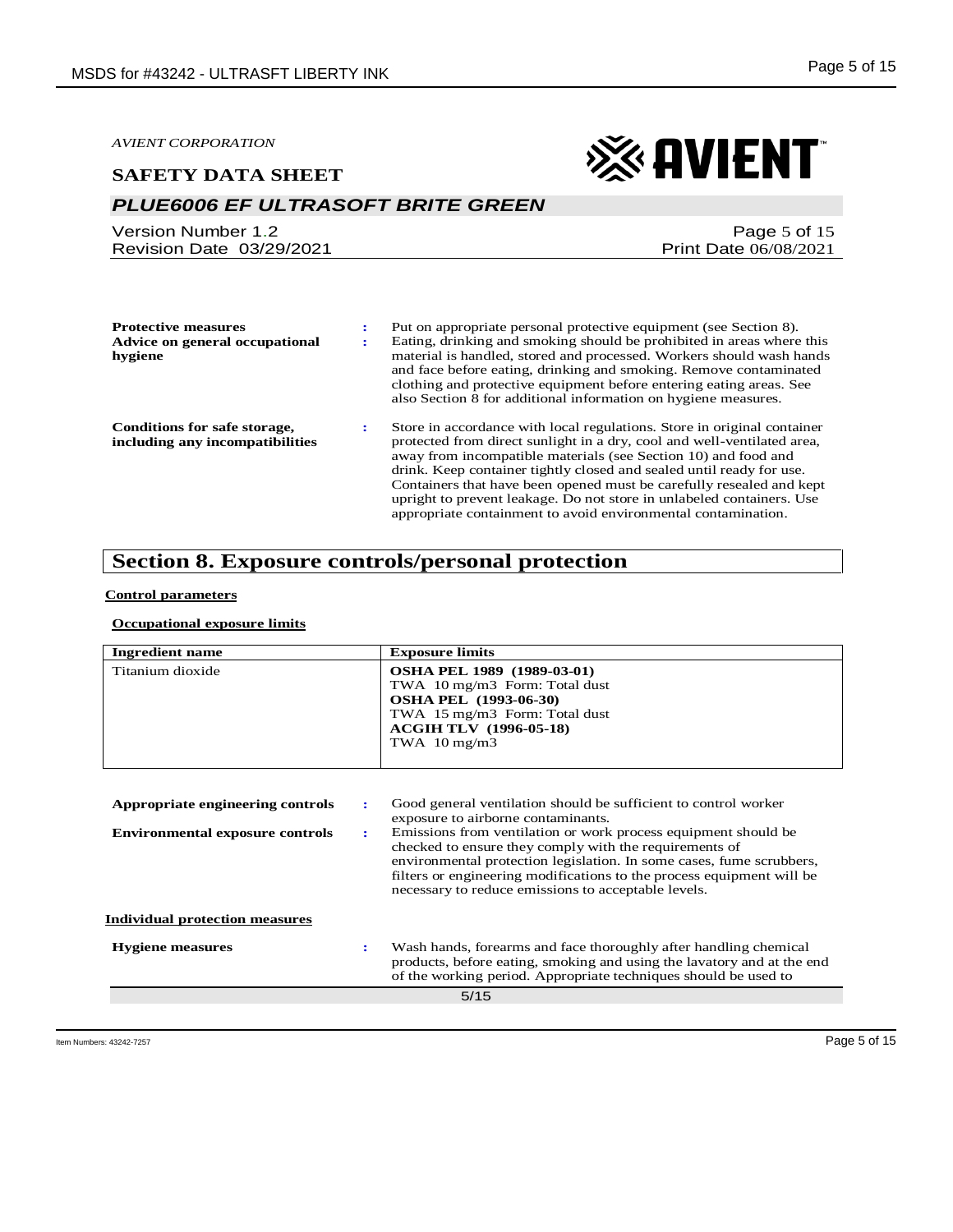AVIENT CORPORATION

**SAFETY DATA SHEET**

## PLUE6006 EF ULTRASOFT BRITE GREEN

Version Number 1.2
Revision Date 03/29/2021

Print Date 06/08/2021

**Protective measures** : Put on appropriate personal protective equipment (see Section 8).

**Advice on general occupational hygiene** : Eating, drinking and smoking should be prohibited in areas where this material is handled, stored and processed. Workers should wash hands and face before eating, drinking and smoking. Remove contaminated clothing and protective equipment before entering eating areas. See also Section 8 for additional information on hygiene measures.

**Conditions for safe storage, including any incompatibilities** : Store in accordance with local regulations. Store in original container protected from direct sunlight in a dry, cool and well-ventilated area, away from incompatible materials (see Section 10) and food and drink. Keep container tightly closed and sealed until ready for use. Containers that have been opened must be carefully resealed and kept upright to prevent leakage. Do not store in unlabeled containers. Use appropriate containment to avoid environmental contamination.

# Section 8. Exposure controls/personal protection

**Control parameters**

**Occupational exposure limits**

| Ingredient name | Exposure limits |
|---|---|
| Titanium dioxide | **OSHA PEL 1989 (1989-03-01)**<br>TWA 10 mg/m3 Form: Total dust<br>**OSHA PEL (1993-06-30)**<br>TWA 15 mg/m3 Form: Total dust<br>**ACGIH TLV (1996-05-18)**<br>TWA 10 mg/m3 |

**Appropriate engineering controls** : Good general ventilation should be sufficient to control worker exposure to airborne contaminants.

**Environmental exposure controls** : Emissions from ventilation or work process equipment should be checked to ensure they comply with the requirements of environmental protection legislation. In some cases, fume scrubbers, filters or engineering modifications to the process equipment will be necessary to reduce emissions to acceptable levels.

**Individual protection measures**

**Hygiene measures** : Wash hands, forearms and face thoroughly after handling chemical products, before eating, smoking and using the lavatory and at the end of the working period. Appropriate techniques should be used to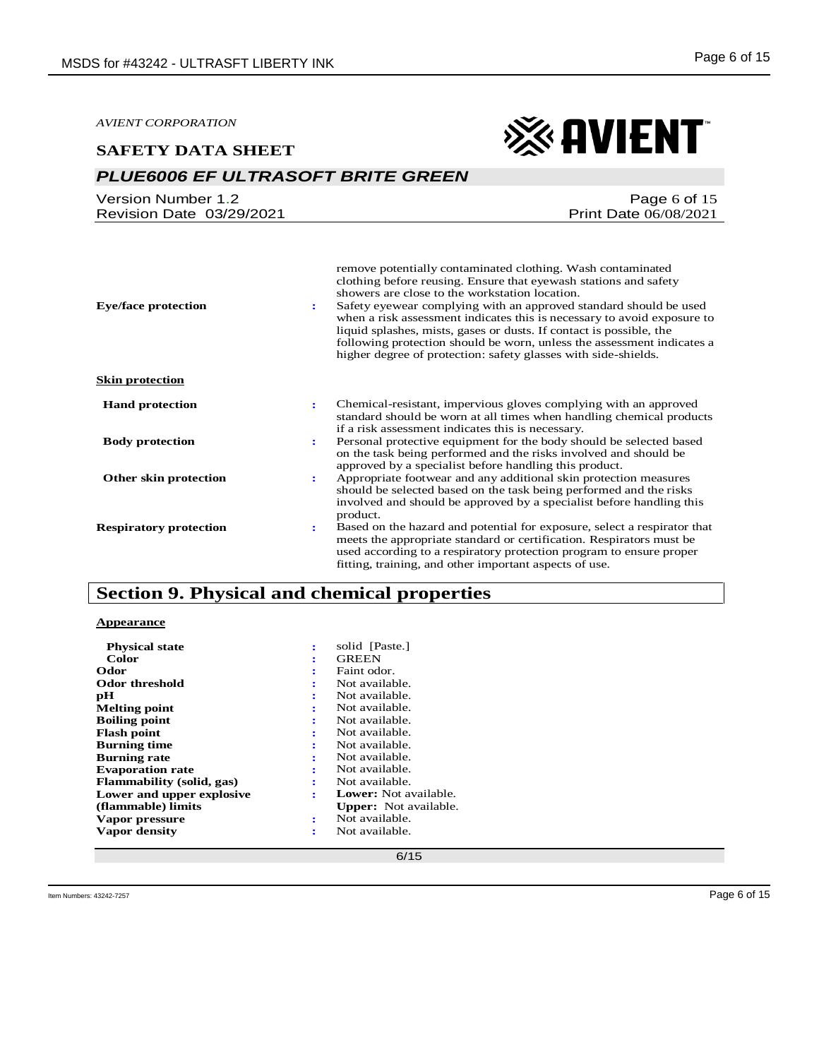remove potentially contaminated clothing. Wash contaminated clothing before reusing. Ensure that eyewash stations and safety showers are close to the workstation location.

**Eye/face protection** : Safety eyewear complying with an approved standard should be used when a risk assessment indicates this is necessary to avoid exposure to liquid splashes, mists, gases or dusts. If contact is possible, the following protection should be worn, unless the assessment indicates a higher degree of protection: safety glasses with side-shields.

**Skin protection**

**Hand protection** : Chemical-resistant, impervious gloves complying with an approved standard should be worn at all times when handling chemical products if a risk assessment indicates this is necessary.

**Body protection** : Personal protective equipment for the body should be selected based on the task being performed and the risks involved and should be approved by a specialist before handling this product.

**Other skin protection** : Appropriate footwear and any additional skin protection measures should be selected based on the task being performed and the risks involved and should be approved by a specialist before handling this product.

**Respiratory protection** : Based on the hazard and potential for exposure, select a respirator that meets the appropriate standard or certification. Respirators must be used according to a respiratory protection program to ensure proper fitting, training, and other important aspects of use.

## Section 9. Physical and chemical properties

**Appearance**

| | | |
|---|---|---|
| **Physical state** | : | solid [Paste.] |
| **Color** | : | GREEN |
| **Odor** | : | Faint odor. |
| **Odor threshold** | : | Not available. |
| **pH** | : | Not available. |
| **Melting point** | : | Not available. |
| **Boiling point** | : | Not available. |
| **Flash point** | : | Not available. |
| **Burning time** | : | Not available. |
| **Burning rate** | : | Not available. |
| **Evaporation rate** | : | Not available. |
| **Flammability (solid, gas)** | : | Not available. |
| **Lower and upper explosive (flammable) limits** | : | **Lower:** Not available.<br>**Upper:** Not available. |
| **Vapor pressure** | : | Not available. |
| **Vapor density** | : | Not available. |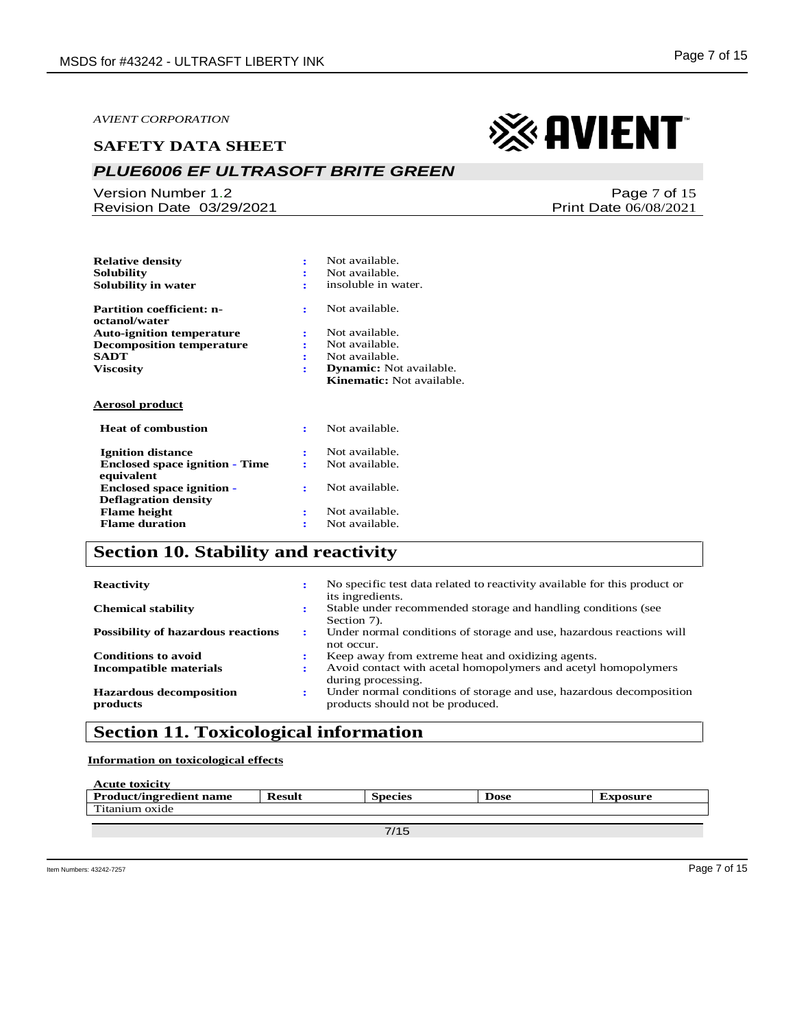| | | |
|---|---|---|
| **Relative density** | : | Not available. |
| **Solubility** | : | Not available. |
| **Solubility in water** | : | insoluble in water. |
| **Partition coefficient: n-octanol/water** | : | Not available. |
| **Auto-ignition temperature** | : | Not available. |
| **Decomposition temperature** | : | Not available. |
| **SADT** | : | Not available. |
| **Viscosity** | : | **Dynamic:** Not available. **Kinematic:** Not available. |

**Aerosol product**

| | | |
|---|---|---|
| **Heat of combustion** | : | Not available. |
| **Ignition distance** | : | Not available. |
| **Enclosed space ignition - Time equivalent** | : | Not available. |
| **Enclosed space ignition - Deflagration density** | : | Not available. |
| **Flame height** | : | Not available. |
| **Flame duration** | : | Not available. |

## Section 10. Stability and reactivity

| | | |
|---|---|---|
| **Reactivity** | : | No specific test data related to reactivity available for this product or its ingredients. |
| **Chemical stability** | : | Stable under recommended storage and handling conditions (see Section 7). |
| **Possibility of hazardous reactions** | : | Under normal conditions of storage and use, hazardous reactions will not occur. |
| **Conditions to avoid** | : | Keep away from extreme heat and oxidizing agents. |
| **Incompatible materials** | : | Avoid contact with acetal homopolymers and acetyl homopolymers during processing. |
| **Hazardous decomposition products** | : | Under normal conditions of storage and use, hazardous decomposition products should not be produced. |

## Section 11. Toxicological information

**Information on toxicological effects**

**Acute toxicity**

| Product/ingredient name | Result | Species | Dose | Exposure |
|---|---|---|---|---|
| Titanium oxide | | | | |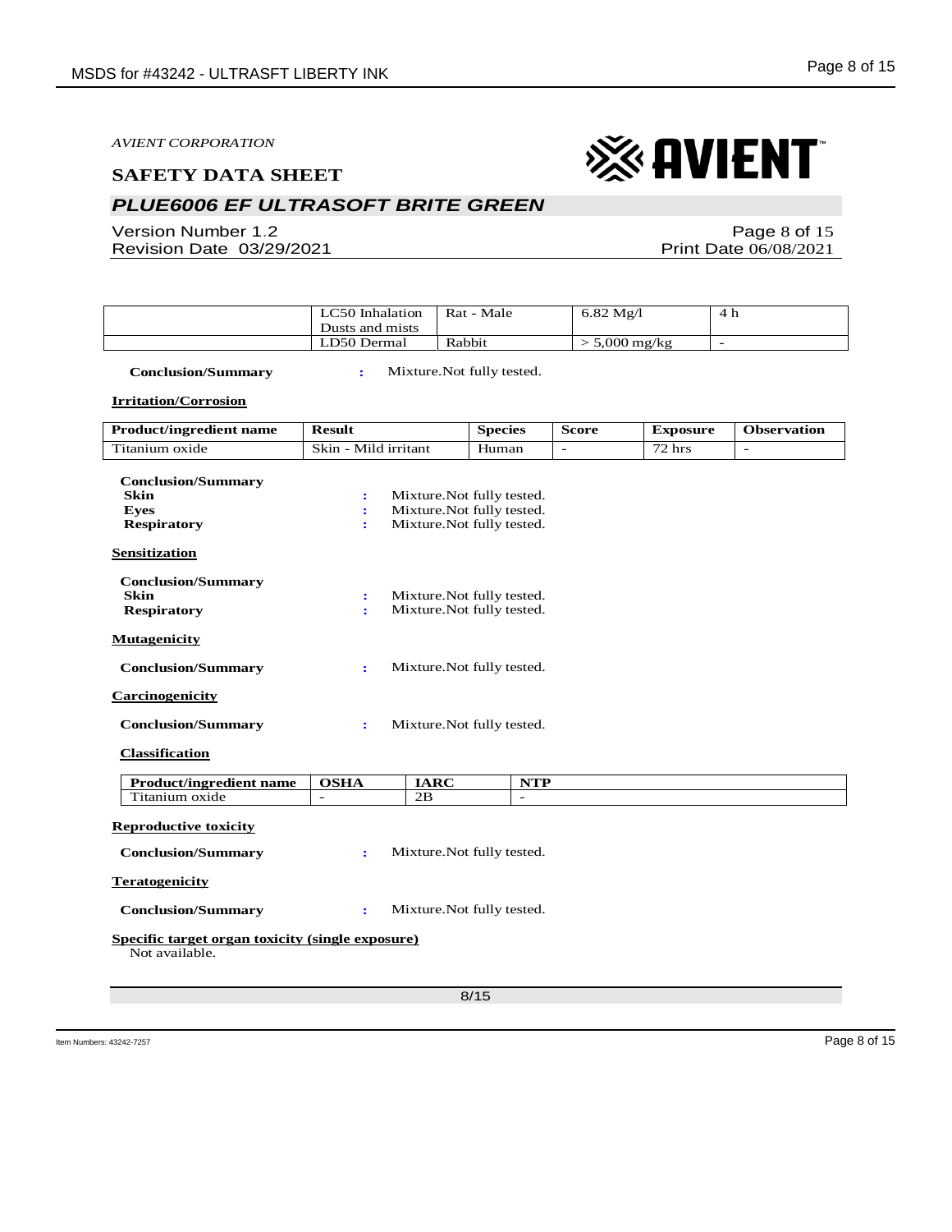AVIENT CORPORATION

**SAFETY DATA SHEET**

## *PLUE6006 EF ULTRASOFT BRITE GREEN*

Version Number 1.2
Revision Date 03/29/2021

Print Date 06/08/2021

| | | | | |
|---|---|---|---|---|
| | LC50 Inhalation Dusts and mists | Rat - Male | 6.82 Mg/l | 4 h |
| | LD50 Dermal | Rabbit | > 5,000 mg/kg | - |

**Conclusion/Summary** : Mixture.Not fully tested.

**Irritation/Corrosion**

| Product/ingredient name | Result | Species | Score | Exposure | Observation |
|---|---|---|---|---|---|
| Titanium oxide | Skin - Mild irritant | Human | - | 72 hrs | - |

**Conclusion/Summary**

**Skin** : Mixture.Not fully tested.
**Eyes** : Mixture.Not fully tested.
**Respiratory** : Mixture.Not fully tested.

**Sensitization**

**Conclusion/Summary**

**Skin** : Mixture.Not fully tested.
**Respiratory** : Mixture.Not fully tested.

**Mutagenicity**

**Conclusion/Summary** : Mixture.Not fully tested.

**Carcinogenicity**

**Conclusion/Summary** : Mixture.Not fully tested.

**Classification**

| Product/ingredient name | OSHA | IARC | NTP |
|---|---|---|---|
| Titanium oxide | - | 2B | - |

**Reproductive toxicity**

**Conclusion/Summary** : Mixture.Not fully tested.

**Teratogenicity**

**Conclusion/Summary** : Mixture.Not fully tested.

**Specific target organ toxicity (single exposure)**

Not available.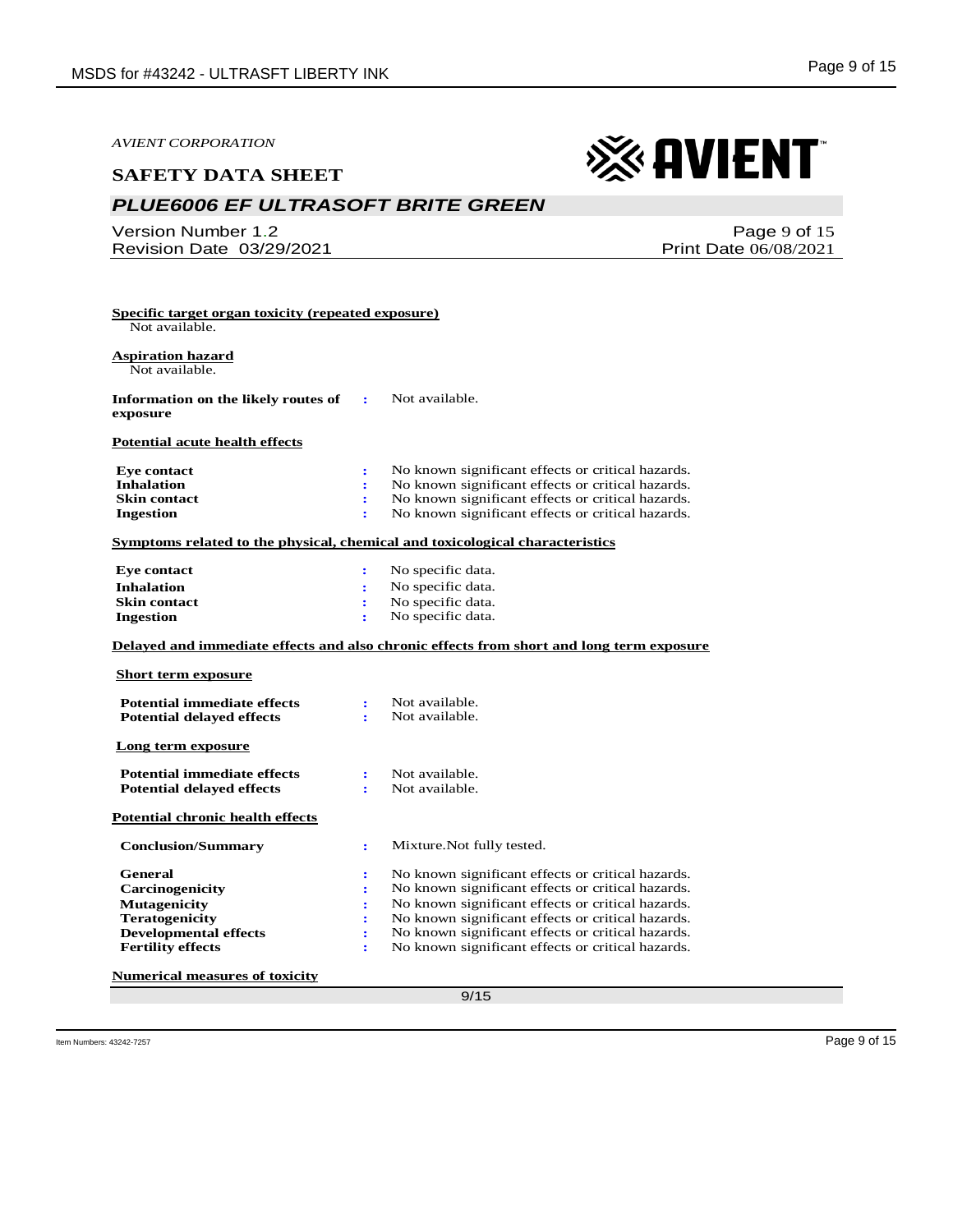**Specific target organ toxicity (repeated exposure)**

Not available.

**Aspiration hazard**

Not available.

**Information on the likely routes of exposure** : Not available.

**Potential acute health effects**

| | | |
|---|---|---|
| **Eye contact** | : | No known significant effects or critical hazards. |
| **Inhalation** | : | No known significant effects or critical hazards. |
| **Skin contact** | : | No known significant effects or critical hazards. |
| **Ingestion** | : | No known significant effects or critical hazards. |

**Symptoms related to the physical, chemical and toxicological characteristics**

| | | |
|---|---|---|
| **Eye contact** | : | No specific data. |
| **Inhalation** | : | No specific data. |
| **Skin contact** | : | No specific data. |
| **Ingestion** | : | No specific data. |

**Delayed and immediate effects and also chronic effects from short and long term exposure**

**Short term exposure**

| | | |
|---|---|---|
| **Potential immediate effects** | : | Not available. |
| **Potential delayed effects** | : | Not available. |

**Long term exposure**

| | | |
|---|---|---|
| **Potential immediate effects** | : | Not available. |
| **Potential delayed effects** | : | Not available. |

**Potential chronic health effects**

| | | |
|---|---|---|
| **Conclusion/Summary** | : | Mixture.Not fully tested. |
| **General** | : | No known significant effects or critical hazards. |
| **Carcinogenicity** | : | No known significant effects or critical hazards. |
| **Mutagenicity** | : | No known significant effects or critical hazards. |
| **Teratogenicity** | : | No known significant effects or critical hazards. |
| **Developmental effects** | : | No known significant effects or critical hazards. |
| **Fertility effects** | : | No known significant effects or critical hazards. |

**Numerical measures of toxicity**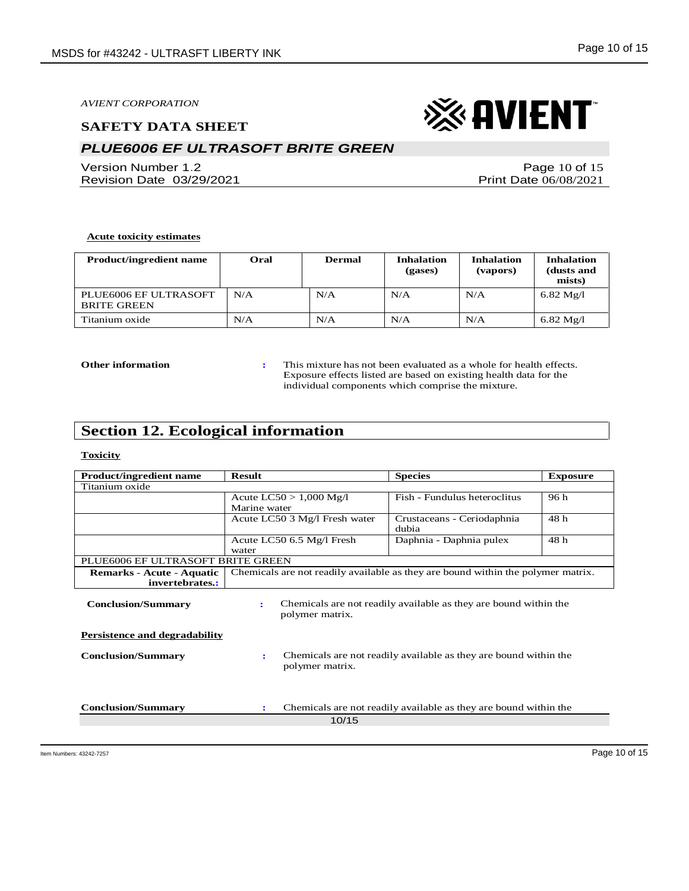**Acute toxicity estimates**

| Product/ingredient name | Oral | Dermal | Inhalation (gases) | Inhalation (vapors) | Inhalation (dusts and mists) |
|---|---|---|---|---|---|
| PLUE6006 EF ULTRASOFT BRITE GREEN | N/A | N/A | N/A | N/A | 6.82 Mg/l |
| Titanium oxide | N/A | N/A | N/A | N/A | 6.82 Mg/l |

**Other information** : This mixture has not been evaluated as a whole for health effects. Exposure effects listed are based on existing health data for the individual components which comprise the mixture.

## Section 12. Ecological information

**Toxicity**

| Product/ingredient name | Result | Species | Exposure |
|---|---|---|---|
| Titanium oxide | | | |
| | Acute LC50 > 1,000 Mg/l Marine water | Fish - Fundulus heteroclitus | 96 h |
| | Acute LC50 3 Mg/l Fresh water | Crustaceans - Ceriodaphnia dubia | 48 h |
| | Acute LC50 6.5 Mg/l Fresh water | Daphnia - Daphnia pulex | 48 h |
| PLUE6006 EF ULTRASOFT BRITE GREEN | | | |
| **Remarks - Acute - Aquatic invertebrates.:** | Chemicals are not readily available as they are bound within the polymer matrix. | | |

**Conclusion/Summary** : Chemicals are not readily available as they are bound within the polymer matrix.

**Persistence and degradability**

**Conclusion/Summary** : Chemicals are not readily available as they are bound within the polymer matrix.

**Conclusion/Summary** : Chemicals are not readily available as they are bound within the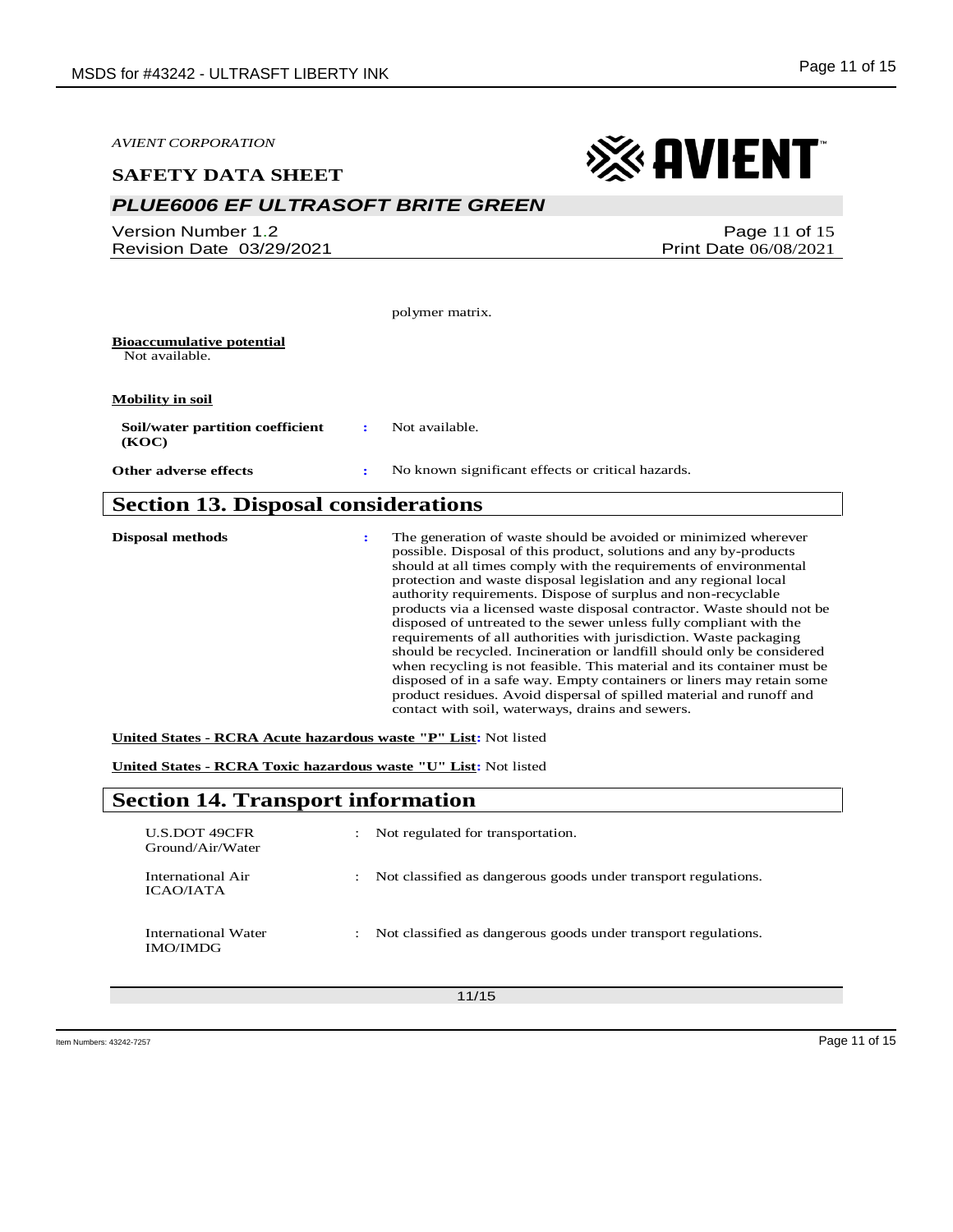polymer matrix.

**Bioaccumulative potential**

Not available.

**Mobility in soil**

**Soil/water partition coefficient (KOC)** : Not available.

**Other adverse effects** : No known significant effects or critical hazards.

## Section 13. Disposal considerations

**Disposal methods** : The generation of waste should be avoided or minimized wherever possible. Disposal of this product, solutions and any by-products should at all times comply with the requirements of environmental protection and waste disposal legislation and any regional local authority requirements. Dispose of surplus and non-recyclable products via a licensed waste disposal contractor. Waste should not be disposed of untreated to the sewer unless fully compliant with the requirements of all authorities with jurisdiction. Waste packaging should be recycled. Incineration or landfill should only be considered when recycling is not feasible. This material and its container must be disposed of in a safe way. Empty containers or liners may retain some product residues. Avoid dispersal of spilled material and runoff and contact with soil, waterways, drains and sewers.

**United States - RCRA Acute hazardous waste "P" List:** Not listed

**United States - RCRA Toxic hazardous waste "U" List:** Not listed

## Section 14. Transport information

| | | |
|---|---|---|
| U.S.DOT 49CFR Ground/Air/Water | : | Not regulated for transportation. |
| International Air ICAO/IATA | : | Not classified as dangerous goods under transport regulations. |
| International Water IMO/IMDG | : | Not classified as dangerous goods under transport regulations. |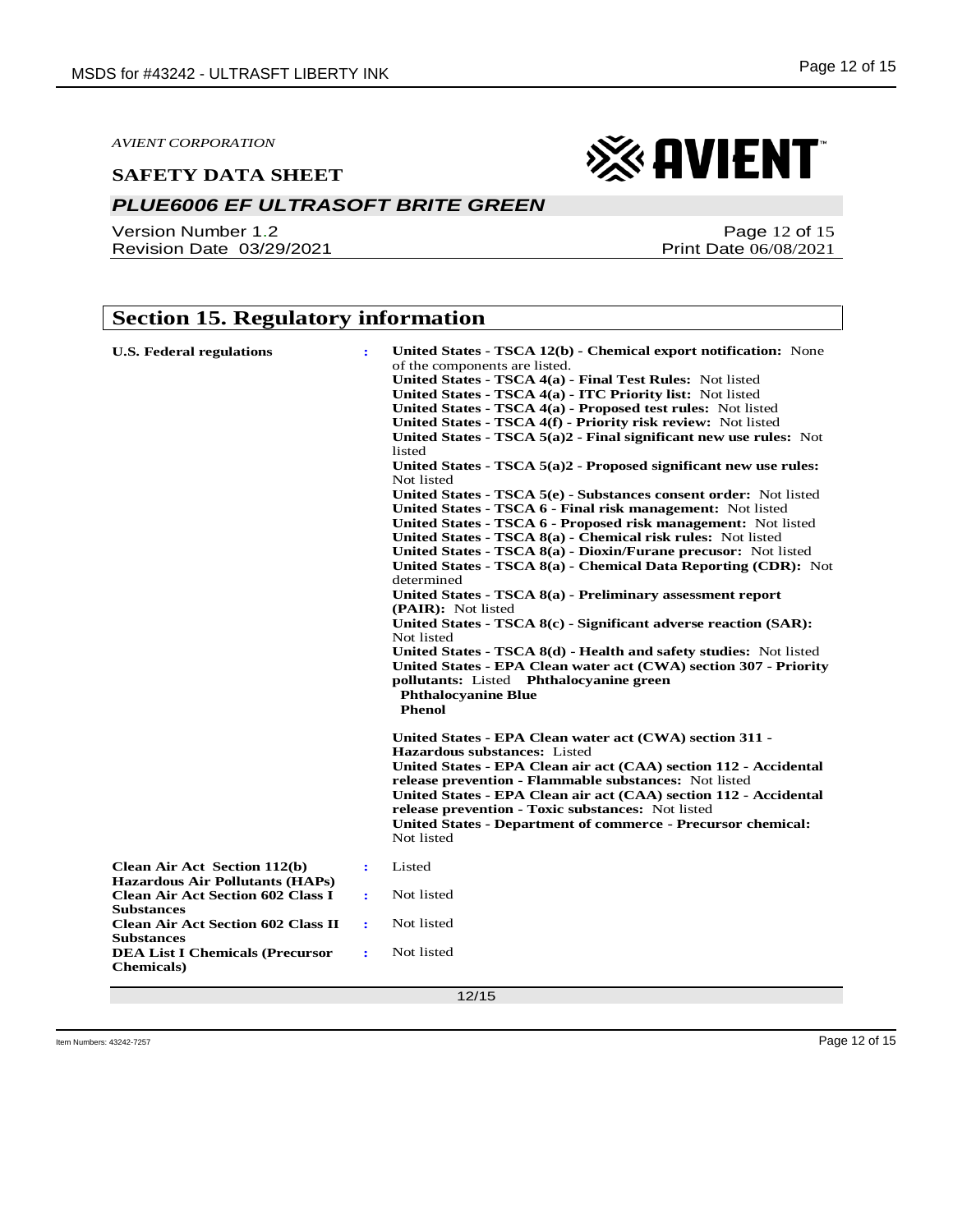*AVIENT CORPORATION*

**SAFETY DATA SHEET**

## *PLUE6006 EF ULTRASOFT BRITE GREEN*

Version Number 1.2
Revision Date 03/29/2021

Page 12 of 15
Print Date 06/08/2021

## Section 15. Regulatory information

**U.S. Federal regulations** :

**United States - TSCA 12(b) - Chemical export notification:** None of the components are listed.
**United States - TSCA 4(a) - Final Test Rules:** Not listed
**United States - TSCA 4(a) - ITC Priority list:** Not listed
**United States - TSCA 4(a) - Proposed test rules:** Not listed
**United States - TSCA 4(f) - Priority risk review:** Not listed
**United States - TSCA 5(a)2 - Final significant new use rules:** Not listed
**United States - TSCA 5(a)2 - Proposed significant new use rules:** Not listed
**United States - TSCA 5(e) - Substances consent order:** Not listed
**United States - TSCA 6 - Final risk management:** Not listed
**United States - TSCA 6 - Proposed risk management:** Not listed
**United States - TSCA 8(a) - Chemical risk rules:** Not listed
**United States - TSCA 8(a) - Dioxin/Furane precusor:** Not listed
**United States - TSCA 8(a) - Chemical Data Reporting (CDR):** Not determined
**United States - TSCA 8(a) - Preliminary assessment report (PAIR):** Not listed
**United States - TSCA 8(c) - Significant adverse reaction (SAR):** Not listed
**United States - TSCA 8(d) - Health and safety studies:** Not listed
**United States - EPA Clean water act (CWA) section 307 - Priority pollutants:** Listed **Phthalocyanine green**
**Phthalocyanine Blue**
**Phenol**

**United States - EPA Clean water act (CWA) section 311 - Hazardous substances:** Listed
**United States - EPA Clean air act (CAA) section 112 - Accidental release prevention - Flammable substances:** Not listed
**United States - EPA Clean air act (CAA) section 112 - Accidental release prevention - Toxic substances:** Not listed
**United States - Department of commerce - Precursor chemical:** Not listed

| | | |
|---|---|---|
| **Clean Air Act Section 112(b) Hazardous Air Pollutants (HAPs)** | : | Listed |
| **Clean Air Act Section 602 Class I Substances** | : | Not listed |
| **Clean Air Act Section 602 Class II Substances** | : | Not listed |
| **DEA List I Chemicals (Precursor Chemicals)** | : | Not listed |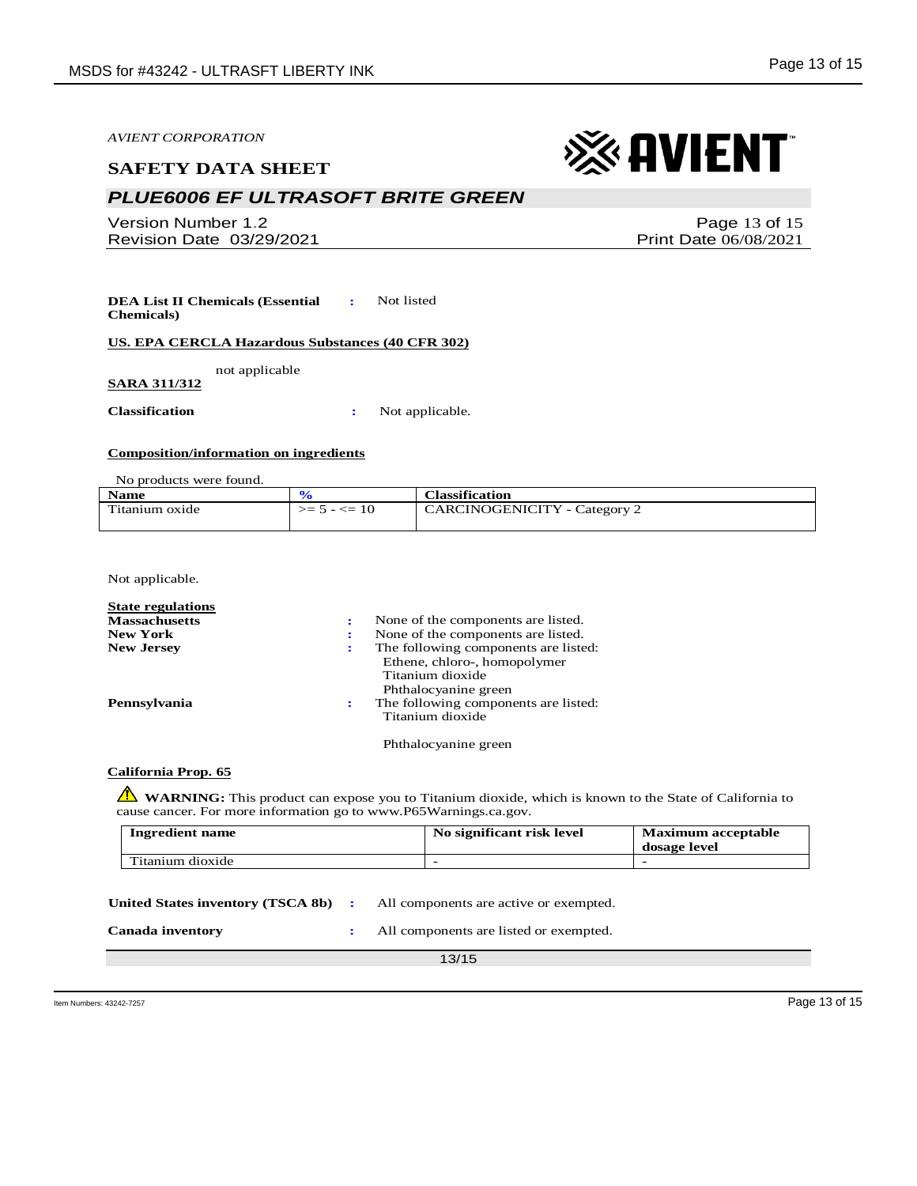AVIENT CORPORATION

**SAFETY DATA SHEET**

## *PLUE6006 EF ULTRASOFT BRITE GREEN*

Version Number 1.2
Revision Date 03/29/2021

**DEA List II Chemicals (Essential Chemicals)** : Not listed

**US. EPA CERCLA Hazardous Substances (40 CFR 302)**

not applicable

**SARA 311/312**

**Classification** : Not applicable.

**Composition/information on ingredients**

No products were found.

| Name | % | Classification |
|---|---|---|
| Titanium oxide | >= 5 - <= 10 | CARCINOGENICITY - Category 2 |

Not applicable.

**State regulations**

**Massachusetts** : None of the components are listed.

**New York** : None of the components are listed.

**New Jersey** : The following components are listed:
Ethene, chloro-, homopolymer
Titanium dioxide
Phthalocyanine green

**Pennsylvania** : The following components are listed:
Titanium dioxide

Phthalocyanine green

**California Prop. 65**

⚠ **WARNING:** This product can expose you to Titanium dioxide, which is known to the State of California to cause cancer. For more information go to www.P65Warnings.ca.gov.

| Ingredient name | No significant risk level | Maximum acceptable dosage level |
|---|---|---|
| Titanium dioxide | - | - |

**United States inventory (TSCA 8b)** : All components are active or exempted.

**Canada inventory** : All components are listed or exempted.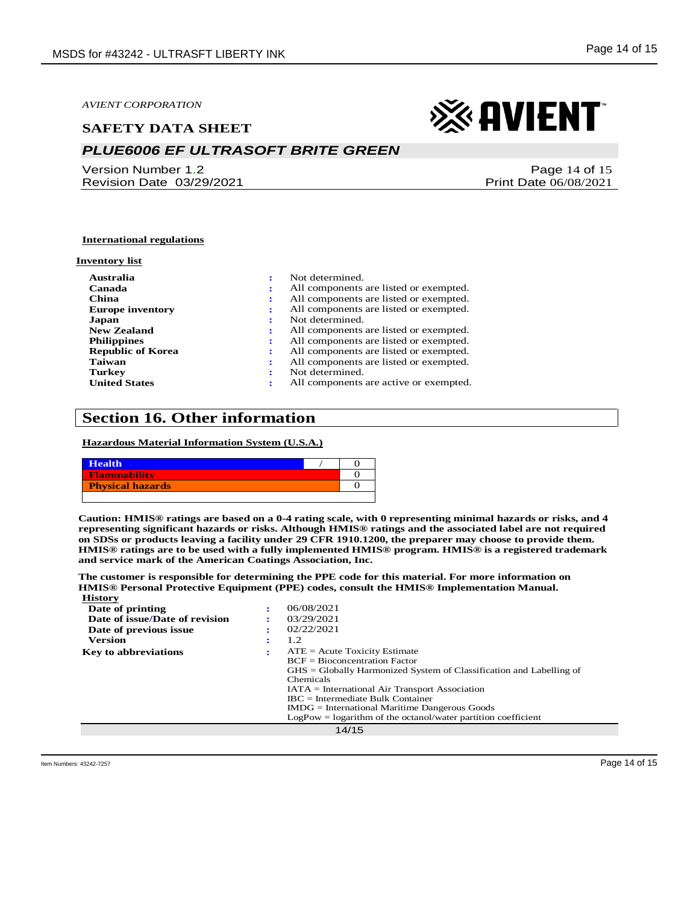AVIENT CORPORATION

**SAFETY DATA SHEET**

## *PLUE6006 EF ULTRASOFT BRITE GREEN*

Version Number 1.2
Revision Date 03/29/2021

Print Date 06/08/2021

**International regulations**

**Inventory list**

| | | |
|---|---|---|
| **Australia** | : | Not determined. |
| **Canada** | : | All components are listed or exempted. |
| **China** | : | All components are listed or exempted. |
| **Europe inventory** | : | All components are listed or exempted. |
| **Japan** | : | Not determined. |
| **New Zealand** | : | All components are listed or exempted. |
| **Philippines** | : | All components are listed or exempted. |
| **Republic of Korea** | : | All components are listed or exempted. |
| **Taiwan** | : | All components are listed or exempted. |
| **Turkey** | : | Not determined. |
| **United States** | : | All components are active or exempted. |

## Section 16. Other information

**Hazardous Material Information System (U.S.A.)**

| | | |
|---|---|---|
| **Health** | / | 0 |
| **Flammability** | | 0 |
| **Physical hazards** | | 0 |

**Caution: HMIS® ratings are based on a 0-4 rating scale, with 0 representing minimal hazards or risks, and 4 representing significant hazards or risks. Although HMIS® ratings and the associated label are not required on SDSs or products leaving a facility under 29 CFR 1910.1200, the preparer may choose to provide them. HMIS® ratings are to be used with a fully implemented HMIS® program. HMIS® is a registered trademark and service mark of the American Coatings Association, Inc.**

**The customer is responsible for determining the PPE code for this material. For more information on HMIS® Personal Protective Equipment (PPE) codes, consult the HMIS® Implementation Manual.**

**History**

| | | |
|---|---|---|
| **Date of printing** | : | 06/08/2021 |
| **Date of issue/Date of revision** | : | 03/29/2021 |
| **Date of previous issue** | : | 02/22/2021 |
| **Version** | : | 1.2 |
| **Key to abbreviations** | : | ATE = Acute Toxicity Estimate<br>BCF = Bioconcentration Factor<br>GHS = Globally Harmonized System of Classification and Labelling of Chemicals<br>IATA = International Air Transport Association<br>IBC = Intermediate Bulk Container<br>IMDG = International Maritime Dangerous Goods<br>LogPow = logarithm of the octanol/water partition coefficient |

Item Numbers: 43242-7257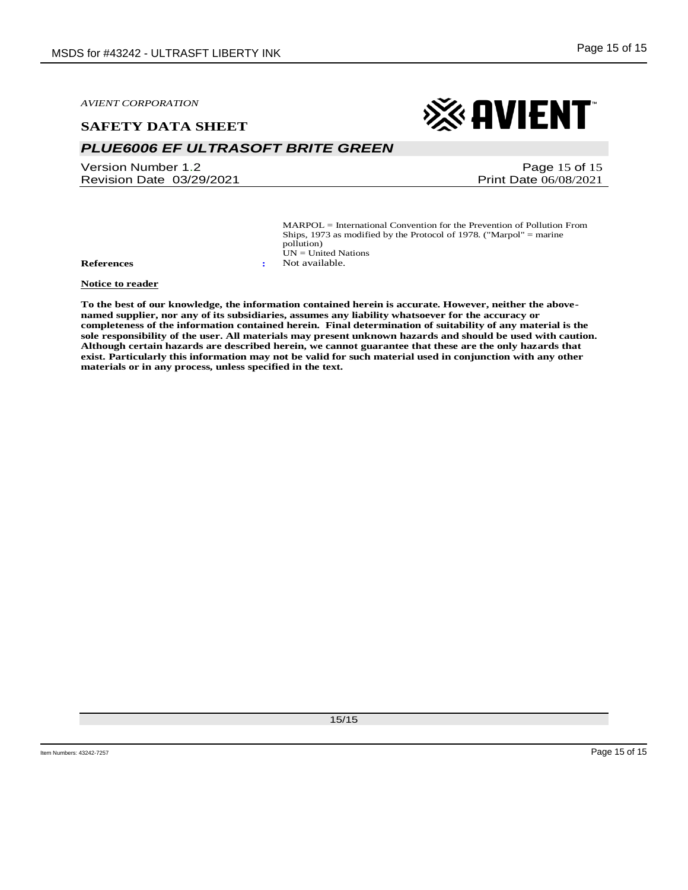MARPOL = International Convention for the Prevention of Pollution From Ships, 1973 as modified by the Protocol of 1978. ("Marpol" = marine pollution)
UN = United Nations

**References** : Not available.

**Notice to reader**

**To the best of our knowledge, the information contained herein is accurate. However, neither the above-named supplier, nor any of its subsidiaries, assumes any liability whatsoever for the accuracy or completeness of the information contained herein. Final determination of suitability of any material is the sole responsibility of the user. All materials may present unknown hazards and should be used with caution. Although certain hazards are described herein, we cannot guarantee that these are the only hazards that exist. Particularly this information may not be valid for such material used in conjunction with any other materials or in any process, unless specified in the text.**